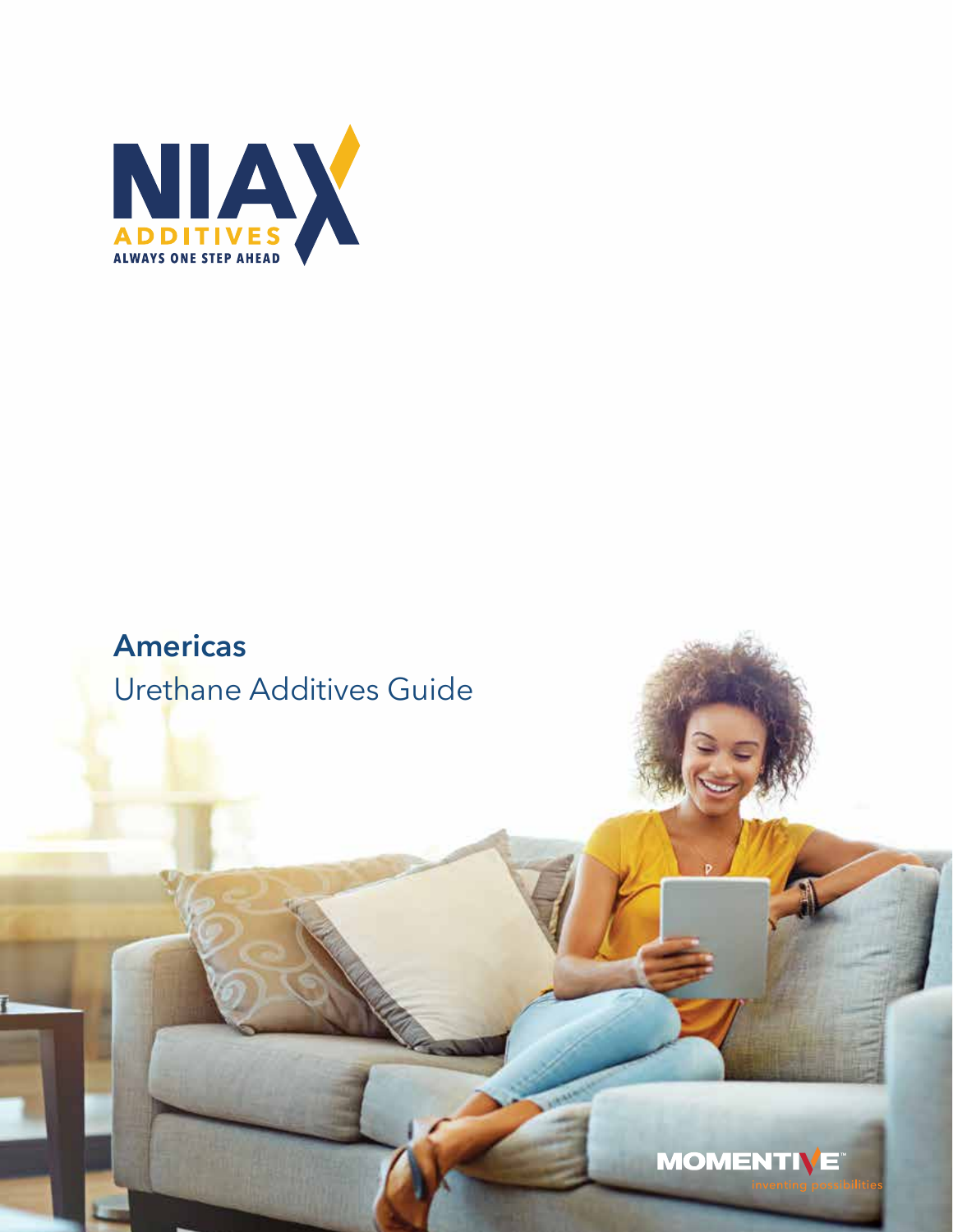NIAX

ADDITIVES

ALWAYS ONE STEP AHEAD

# Americas

## Urethane Additives Guide

MOMENTIVE™

inventing possibilities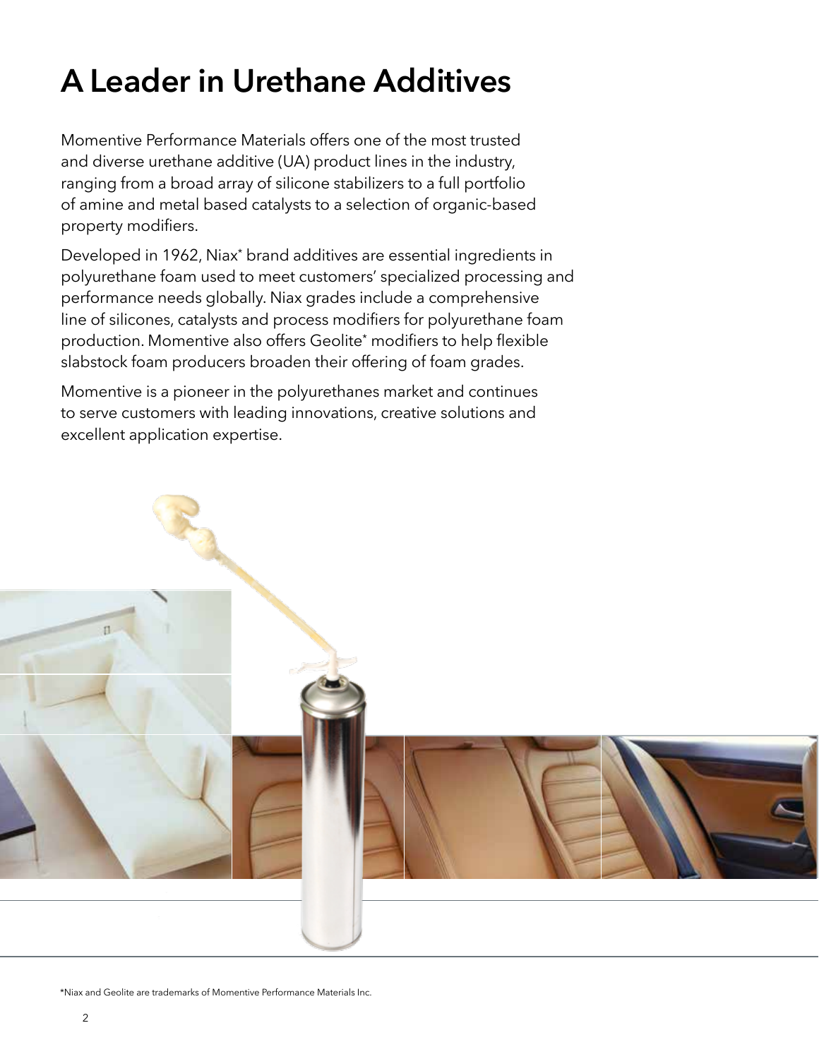# A Leader in Urethane Additives

Momentive Performance Materials offers one of the most trusted and diverse urethane additive (UA) product lines in the industry, ranging from a broad array of silicone stabilizers to a full portfolio of amine and metal based catalysts to a selection of organic-based property modifiers.

Developed in 1962, Niax* brand additives are essential ingredients in polyurethane foam used to meet customers' specialized processing and performance needs globally. Niax grades include a comprehensive line of silicones, catalysts and process modifiers for polyurethane foam production. Momentive also offers Geolite* modifiers to help flexible slabstock foam producers broaden their offering of foam grades.

Momentive is a pioneer in the polyurethanes market and continues to serve customers with leading innovations, creative solutions and excellent application expertise.

*Niax and Geolite are trademarks of Momentive Performance Materials Inc.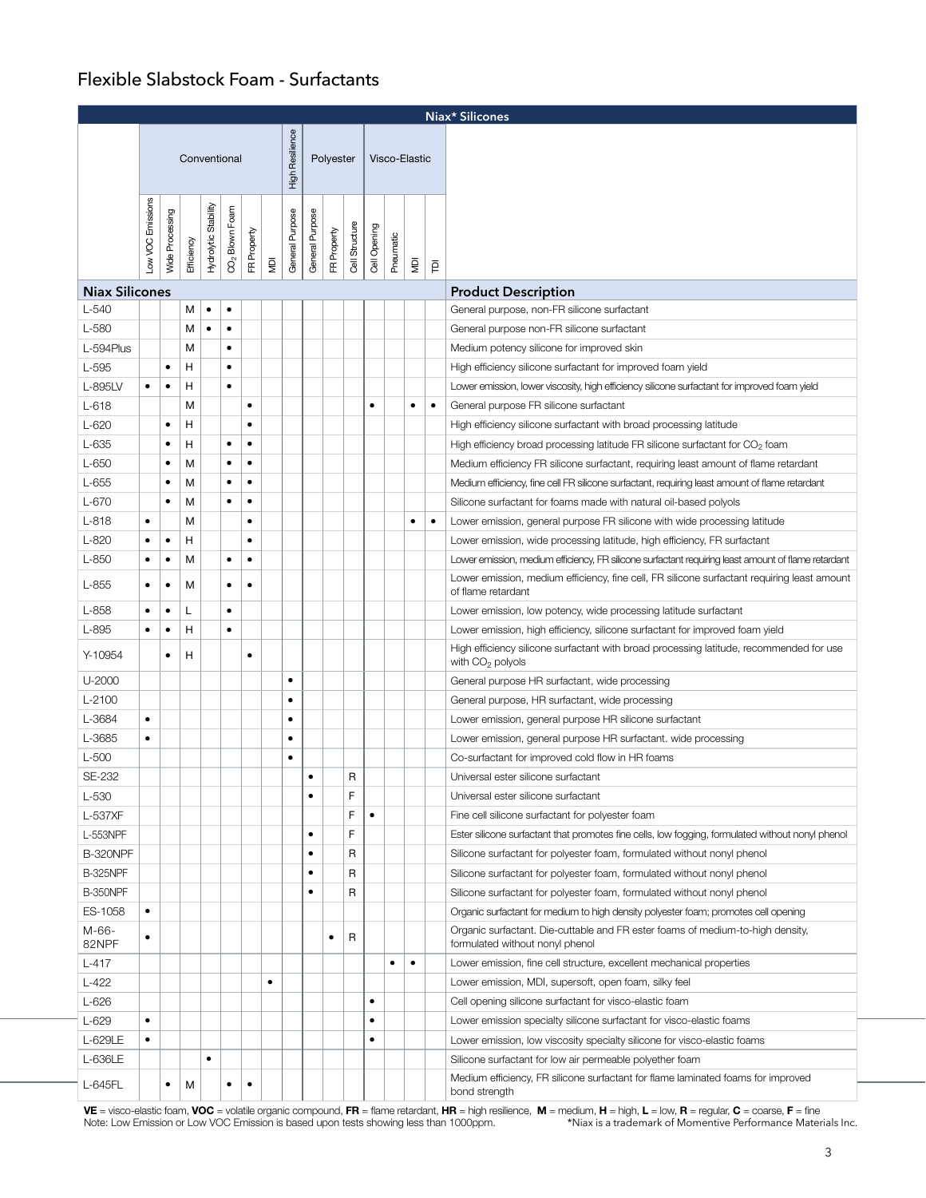# Flexible Slabstock Foam - Surfactants

**Niax\* Silicones**

| Niax Silicones | Conventional | | | | | | | High Resilience | Polyester | | | Visco-Elastic | | | | Product Description |
|---|---|---|---|---|---|---|---|---|---|---|---|---|---|---|---|---|
| | Low VOC Emissions | Wide Processing | Efficiency | Hydrolytic Stability | $CO_2$ Blown Foam | FR Property | MDI | General Purpose | General Purpose | FR Property | Cell Structure | Cell Opening | Pneumatic | MDI | TDI | |
| L-540 | | | M | • | • | | | | | | | | | | | General purpose, non-FR silicone surfactant |
| L-580 | | | M | • | • | | | | | | | | | | | General purpose non-FR silicone surfactant |
| L-594Plus | | | M | | • | | | | | | | | | | | Medium potency silicone for improved skin |
| L-595 | | • | H | | • | | | | | | | | | | | High efficiency silicone surfactant for improved foam yield |
| L-895LV | • | • | H | | • | | | | | | | | | | | Lower emission, lower viscosity, high efficiency silicone surfactant for improved foam yield |
| L-618 | | | M | | | • | | | | | | • | | • | • | General purpose FR silicone surfactant |
| L-620 | | • | H | | | • | | | | | | | | | | High efficiency silicone surfactant with broad processing latitude |
| L-635 | | • | H | | • | • | | | | | | | | | | High efficiency broad processing latitude FR silicone surfactant for $CO_2$ foam |
| L-650 | | • | M | | • | • | | | | | | | | | | Medium efficiency FR silicone surfactant, requiring least amount of flame retardant |
| L-655 | | • | M | | • | • | | | | | | | | | | Medium efficiency, fine cell FR silicone surfactant, requiring least amount of flame retardant |
| L-670 | | • | M | | • | • | | | | | | | | | | Silicone surfactant for foams made with natural oil-based polyols |
| L-818 | • | | M | | | • | | | | | | | | • | • | Lower emission, general purpose FR silicone with wide processing latitude |
| L-820 | • | • | H | | | • | | | | | | | | | | Lower emission, wide processing latitude, high efficiency, FR surfactant |
| L-850 | • | • | M | | • | • | | | | | | | | | | Lower emission, medium efficiency, FR silicone surfactant requiring least amount of flame retardant |
| L-855 | • | • | M | | • | • | | | | | | | | | | Lower emission, medium efficiency, fine cell, FR silicone surfactant requiring least amount of flame retardant |
| L-858 | • | • | L | | • | | | | | | | | | | | Lower emission, low potency, wide processing latitude surfactant |
| L-895 | • | • | H | | • | | | | | | | | | | | Lower emission, high efficiency, silicone surfactant for improved foam yield |
| Y-10954 | | • | H | | | • | | | | | | | | | | High efficiency silicone surfactant with broad processing latitude, recommended for use with $CO_2$ polyols |
| U-2000 | | | | | | | | • | | | | | | | | General purpose HR surfactant, wide processing |
| L-2100 | | | | | | | | • | | | | | | | | General purpose, HR surfactant, wide processing |
| L-3684 | • | | | | | | | • | | | | | | | | Lower emission, general purpose HR silicone surfactant |
| L-3685 | • | | | | | | | • | | | | | | | | Lower emission, general purpose HR surfactant. wide processing |
| L-500 | | | | | | | | • | | | | | | | | Co-surfactant for improved cold flow in HR foams |
| SE-232 | | | | | | | | | • | | R | | | | | Universal ester silicone surfactant |
| L-530 | | | | | | | | | • | | F | | | | | Universal ester silicone surfactant |
| L-537XF | | | | | | | | | | | F | • | | | | Fine cell silicone surfactant for polyester foam |
| L-553NPF | | | | | | | | | • | | F | | | | | Ester silicone surfactant that promotes fine cells, low fogging, formulated without nonyl phenol |
| B-320NPF | | | | | | | | | • | | R | | | | | Silicone surfactant for polyester foam, formulated without nonyl phenol |
| B-325NPF | | | | | | | | | • | | R | | | | | Silicone surfactant for polyester foam, formulated without nonyl phenol |
| B-350NPF | | | | | | | | | • | | R | | | | | Silicone surfactant for polyester foam, formulated without nonyl phenol |
| ES-1058 | • | | | | | | | | | | | | | | | Organic surfactant for medium to high density polyester foam; promotes cell opening |
| M-66-82NPF | • | | | | | | | | | • | R | | | | | Organic surfactant. Die-cuttable and FR ester foams of medium-to-high density, formulated without nonyl phenol |
| L-417 | | | | | | | | | | | | | • | • | | Lower emission, fine cell structure, excellent mechanical properties |
| L-422 | | | | | | | • | | | | | | | | | Lower emission, MDI, supersoft, open foam, silky feel |
| L-626 | | | | | | | | | | | | • | | | | Cell opening silicone surfactant for visco-elastic foam |
| L-629 | • | | | | | | | | | | | • | | | | Lower emission specialty silicone surfactant for visco-elastic foams |
| L-629LE | • | | | | | | | | | | | • | | | | Lower emission, low viscosity specialty silicone for visco-elastic foams |
| L-636LE | | | | • | | | | | | | | | | | | Silicone surfactant for low air permeable polyether foam |
| L-645FL | | • | M | | • | • | | | | | | | | | | Medium efficiency, FR silicone surfactant for flame laminated foams for improved bond strength |

**VE** = visco-elastic foam, **VOC** = volatile organic compound, **FR** = flame retardant, **HR** = high resilience, **M** = medium, **H** = high, **L** = low, **R** = regular, **C** = coarse, **F** = fine
Note: Low Emission or Low VOC Emission is based upon tests showing less than 1000ppm.

\*Niax is a trademark of Momentive Performance Materials Inc.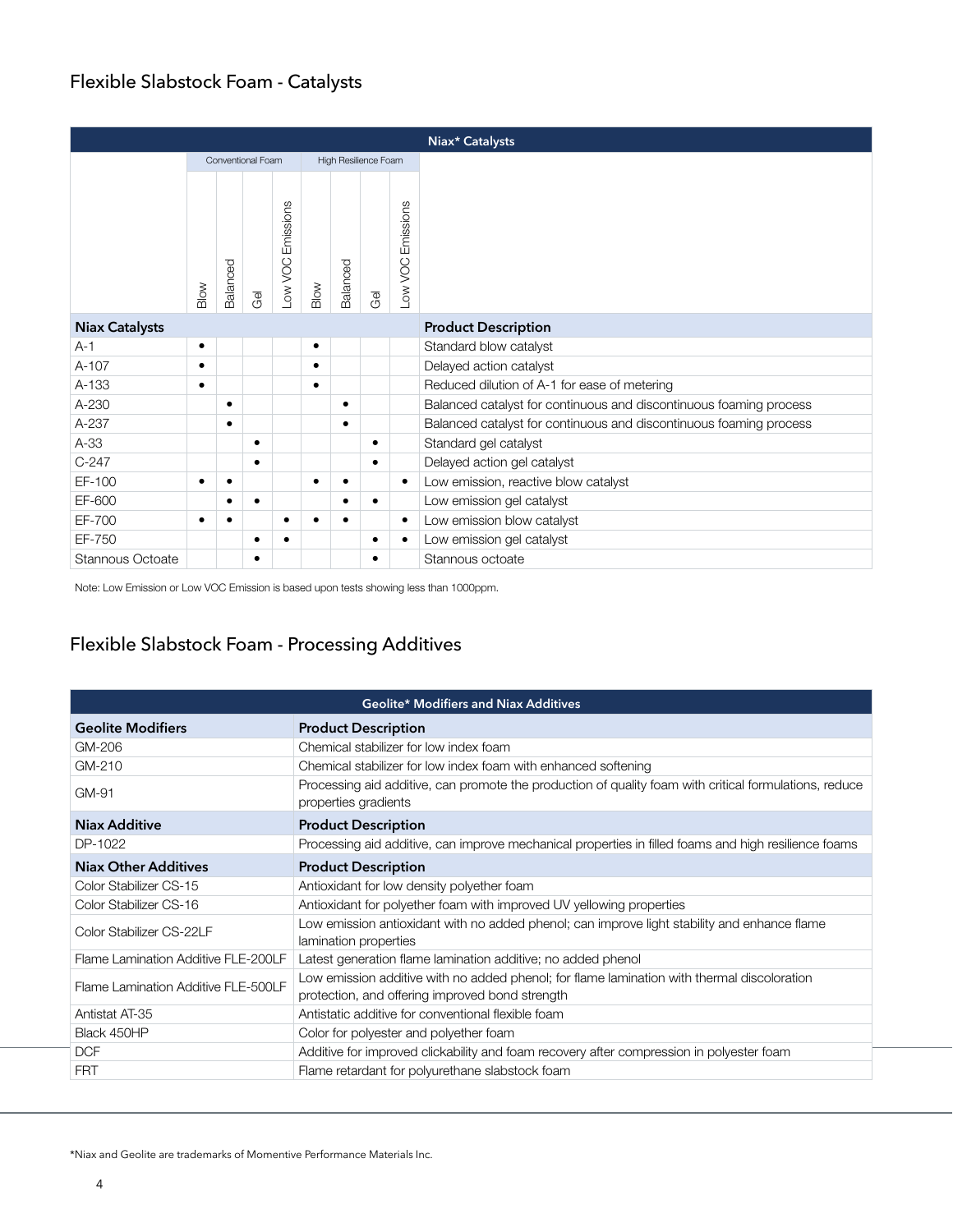## Flexible Slabstock Foam - Catalysts

| Niax Catalysts | Conventional Foam | | | | High Resilience Foam | | | | Product Description |
|---|---|---|---|---|---|---|---|---|---|
| | Blow | Balanced | Gel | Low VOC Emissions | Blow | Balanced | Gel | Low VOC Emissions | |
| A-1 | • | | | | • | | | | Standard blow catalyst |
| A-107 | • | | | | • | | | | Delayed action catalyst |
| A-133 | • | | | | • | | | | Reduced dilution of A-1 for ease of metering |
| A-230 | | • | | | | • | | | Balanced catalyst for continuous and discontinuous foaming process |
| A-237 | | • | | | | • | | | Balanced catalyst for continuous and discontinuous foaming process |
| A-33 | | | • | | | | • | | Standard gel catalyst |
| C-247 | | | • | | | | • | | Delayed action gel catalyst |
| EF-100 | • | • | | | • | • | | • | Low emission, reactive blow catalyst |
| EF-600 | | • | • | | | • | • | | Low emission gel catalyst |
| EF-700 | • | • | | • | • | • | | • | Low emission blow catalyst |
| EF-750 | | | • | • | | | • | • | Low emission gel catalyst |
| Stannous Octoate | | | • | | | | • | | Stannous octoate |

Note: Low Emission or Low VOC Emission is based upon tests showing less than 1000ppm.

## Flexible Slabstock Foam - Processing Additives

| Geolite* Modifiers and Niax Additives | |
|---|---|
| **Geolite Modifiers** | **Product Description** |
| GM-206 | Chemical stabilizer for low index foam |
| GM-210 | Chemical stabilizer for low index foam with enhanced softening |
| GM-91 | Processing aid additive, can promote the production of quality foam with critical formulations, reduce properties gradients |
| **Niax Additive** | **Product Description** |
| DP-1022 | Processing aid additive, can improve mechanical properties in filled foams and high resilience foams |
| **Niax Other Additives** | **Product Description** |
| Color Stabilizer CS-15 | Antioxidant for low density polyether foam |
| Color Stabilizer CS-16 | Antioxidant for polyether foam with improved UV yellowing properties |
| Color Stabilizer CS-22LF | Low emission antioxidant with no added phenol; can improve light stability and enhance flame lamination properties |
| Flame Lamination Additive FLE-200LF | Latest generation flame lamination additive; no added phenol |
| Flame Lamination Additive FLE-500LF | Low emission additive with no added phenol; for flame lamination with thermal discoloration protection, and offering improved bond strength |
| Antistat AT-35 | Antistatic additive for conventional flexible foam |
| Black 450HP | Color for polyester and polyether foam |
| DCF | Additive for improved clickability and foam recovery after compression in polyester foam |
| FRT | Flame retardant for polyurethane slabstock foam |

*Niax and Geolite are trademarks of Momentive Performance Materials Inc.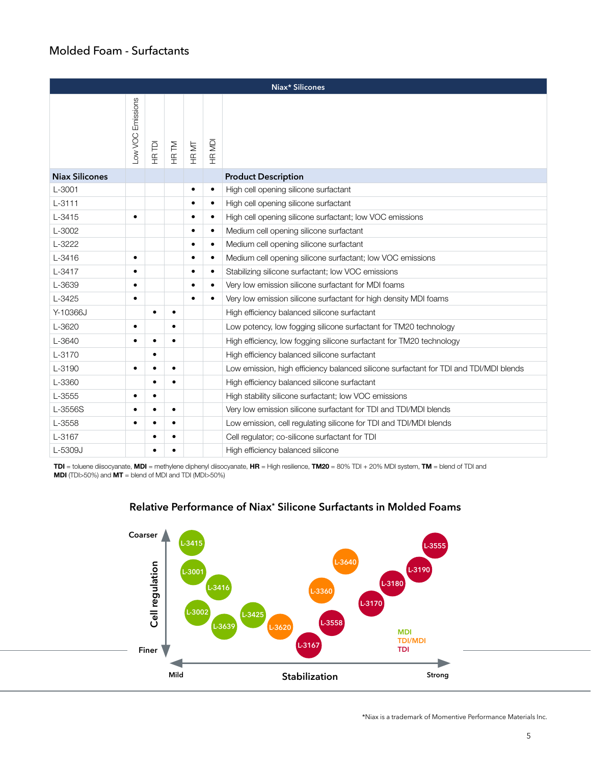## Molded Foam - Surfactants

| Niax Silicones | Low VOC Emissions | HR TDI | HR TM | HR MT | HR MDI | Product Description |
|---|---|---|---|---|---|---|
| L-3001 | | | | • | • | High cell opening silicone surfactant |
| L-3111 | | | | • | • | High cell opening silicone surfactant |
| L-3415 | • | | | • | • | High cell opening silicone surfactant; low VOC emissions |
| L-3002 | | | | • | • | Medium cell opening silicone surfactant |
| L-3222 | | | | • | • | Medium cell opening silicone surfactant |
| L-3416 | • | | | • | • | Medium cell opening silicone surfactant; low VOC emissions |
| L-3417 | • | | | • | • | Stabilizing silicone surfactant; low VOC emissions |
| L-3639 | • | | | • | • | Very low emission silicone surfactant for MDI foams |
| L-3425 | • | | | • | • | Very low emission silicone surfactant for high density MDI foams |
| Y-10366J | | • | • | | | High efficiency balanced silicone surfactant |
| L-3620 | • | | • | | | Low potency, low fogging silicone surfactant for TM20 technology |
| L-3640 | • | • | • | | | High efficiency, low fogging silicone surfactant for TM20 technology |
| L-3170 | | • | | | | High efficiency balanced silicone surfactant |
| L-3190 | • | • | • | | | Low emission, high efficiency balanced silicone surfactant for TDI and TDI/MDI blends |
| L-3360 | | • | • | | | High efficiency balanced silicone surfactant |
| L-3555 | • | • | | | | High stability silicone surfactant; low VOC emissions |
| L-3556S | • | • | • | | | Very low emission silicone surfactant for TDI and TDI/MDI blends |
| L-3558 | • | • | • | | | Low emission, cell regulating silicone for TDI and TDI/MDI blends |
| L-3167 | | • | • | | | Cell regulator; co-silicone surfactant for TDI |
| L-5309J | | • | • | | | High efficiency balanced silicone |

**TDI** = toluene diisocyanate, **MDI** = methylene diphenyl diisocyanate, **HR** = High resilience, **TM20** = 80% TDI + 20% MDI system, **TM** = blend of TDI and **MDI** (TDI>50%) and **MT** = blend of MDI and TDI (MDI>50%)

### Relative Performance of Niax* Silicone Surfactants in Molded Foams

Cell regulation (Coarser → Finer) vs. Stabilization (Mild → Strong)

- MDI: L-3415, L-3001, L-3416, L-3002, L-3639, L-3425
- TDI/MDI: L-3620, L-3360, L-3640
- TDI: L-3167, L-3558, L-3170, L-3180, L-3190, L-3555

*Niax is a trademark of Momentive Performance Materials Inc.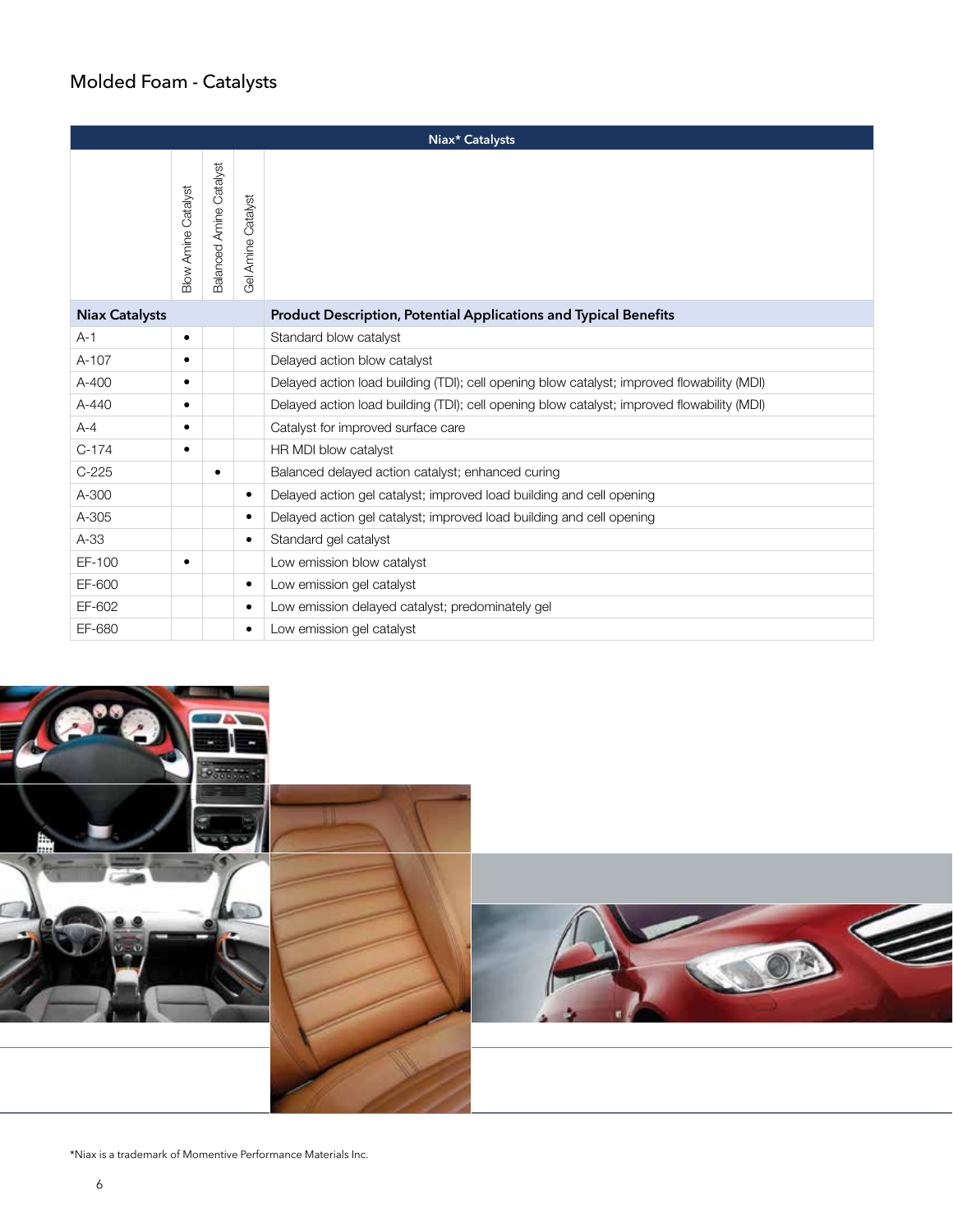## Molded Foam - Catalysts

| Niax* Catalysts | | | | |
|---|---|---|---|---|
| | Blow Amine Catalyst | Balanced Amine Catalyst | Gel Amine Catalyst | |
| **Niax Catalysts** | | | | **Product Description, Potential Applications and Typical Benefits** |
| A-1 | • | | | Standard blow catalyst |
| A-107 | • | | | Delayed action blow catalyst |
| A-400 | • | | | Delayed action load building (TDI); cell opening blow catalyst; improved flowability (MDI) |
| A-440 | • | | | Delayed action load building (TDI); cell opening blow catalyst; improved flowability (MDI) |
| A-4 | • | | | Catalyst for improved surface care |
| C-174 | • | | | HR MDI blow catalyst |
| C-225 | | • | | Balanced delayed action catalyst; enhanced curing |
| A-300 | | | • | Delayed action gel catalyst; improved load building and cell opening |
| A-305 | | | • | Delayed action gel catalyst; improved load building and cell opening |
| A-33 | | | • | Standard gel catalyst |
| EF-100 | • | | | Low emission blow catalyst |
| EF-600 | | | • | Low emission gel catalyst |
| EF-602 | | | • | Low emission delayed catalyst; predominately gel |
| EF-680 | | | • | Low emission gel catalyst |

*Niax is a trademark of Momentive Performance Materials Inc.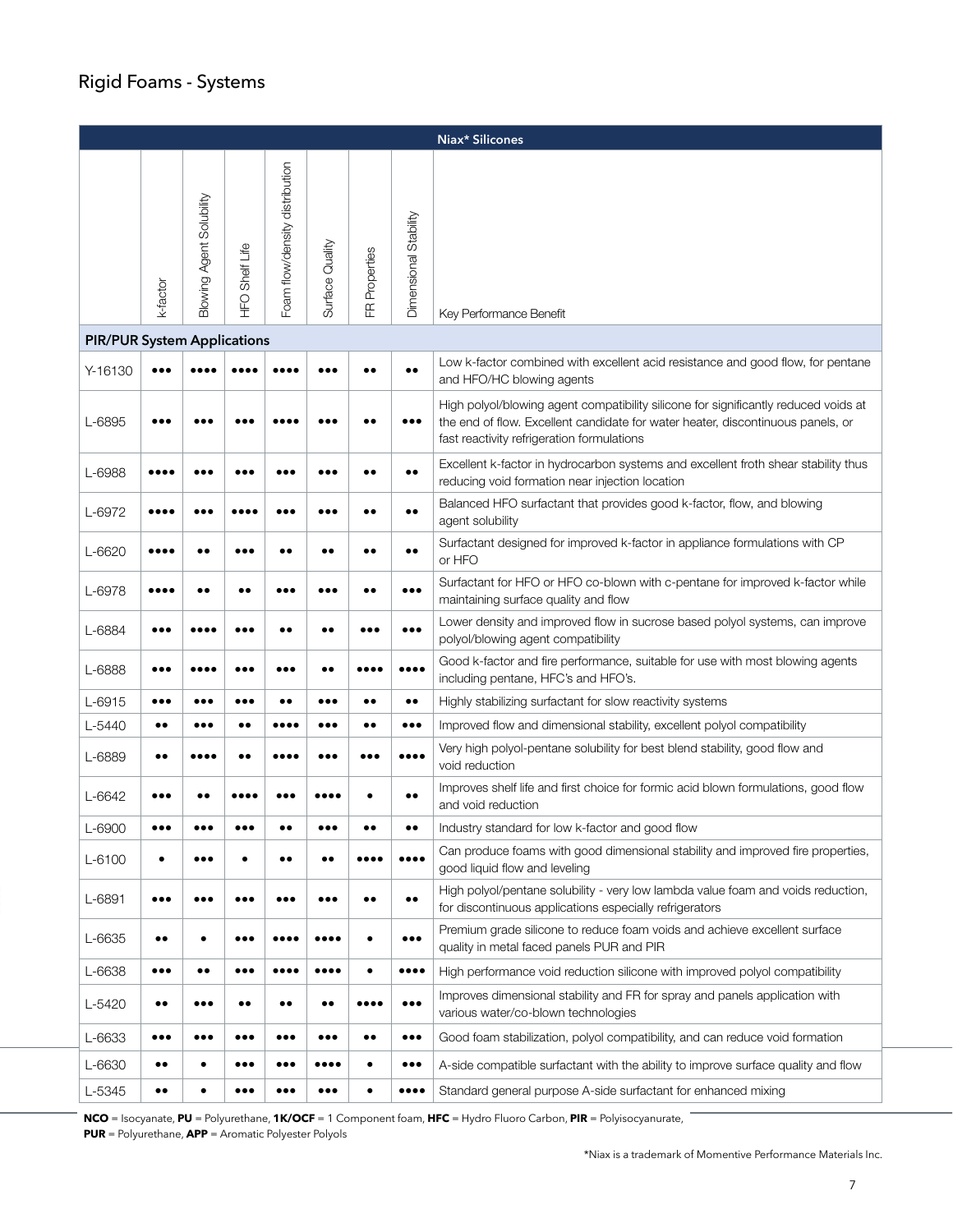## Rigid Foams - Systems

| Niax* Silicones | k-factor | Blowing Agent Solubility | HFO Shelf Life | Foam flow/density distribution | Surface Quality | FR Properties | Dimensional Stability | Key Performance Benefit |
|---|---|---|---|---|---|---|---|---|
| **PIR/PUR System Applications** | | | | | | | | |
| Y-16130 | ●●● | ●●●● | ●●●● | ●●●● | ●●● | ●● | ●● | Low k-factor combined with excellent acid resistance and good flow, for pentane and HFO/HC blowing agents |
| L-6895 | ●●● | ●●● | ●●● | ●●●● | ●●● | ●● | ●●● | High polyol/blowing agent compatibility silicone for significantly reduced voids at the end of flow. Excellent candidate for water heater, discontinuous panels, or fast reactivity refrigeration formulations |
| L-6988 | ●●●● | ●●● | ●●● | ●●● | ●●● | ●● | ●● | Excellent k-factor in hydrocarbon systems and excellent froth shear stability thus reducing void formation near injection location |
| L-6972 | ●●●● | ●●● | ●●●● | ●●● | ●●● | ●● | ●● | Balanced HFO surfactant that provides good k-factor, flow, and blowing agent solubility |
| L-6620 | ●●●● | ●● | ●●● | ●● | ●● | ●● | ●● | Surfactant designed for improved k-factor in appliance formulations with CP or HFO |
| L-6978 | ●●●● | ●● | ●● | ●●● | ●●● | ●● | ●●● | Surfactant for HFO or HFO co-blown with c-pentane for improved k-factor while maintaining surface quality and flow |
| L-6884 | ●●● | ●●●● | ●●● | ●● | ●● | ●●● | ●●● | Lower density and improved flow in sucrose based polyol systems, can improve polyol/blowing agent compatibility |
| L-6888 | ●●● | ●●●● | ●●● | ●●● | ●● | ●●●● | ●●●● | Good k-factor and fire performance, suitable for use with most blowing agents including pentane, HFC's and HFO's. |
| L-6915 | ●●● | ●●● | ●●● | ●● | ●●● | ●● | ●● | Highly stabilizing surfactant for slow reactivity systems |
| L-5440 | ●● | ●●● | ●● | ●●●● | ●●● | ●● | ●●● | Improved flow and dimensional stability, excellent polyol compatibility |
| L-6889 | ●● | ●●●● | ●● | ●●●● | ●●● | ●●● | ●●●● | Very high polyol-pentane solubility for best blend stability, good flow and void reduction |
| L-6642 | ●●● | ●● | ●●●● | ●●● | ●●●● | ● | ●● | Improves shelf life and first choice for formic acid blown formulations, good flow and void reduction |
| L-6900 | ●●● | ●●● | ●●● | ●● | ●●● | ●● | ●● | Industry standard for low k-factor and good flow |
| L-6100 | ● | ●●● | ● | ●● | ●● | ●●●● | ●●●● | Can produce foams with good dimensional stability and improved fire properties, good liquid flow and leveling |
| L-6891 | ●●● | ●●● | ●●● | ●●● | ●●● | ●● | ●● | High polyol/pentane solubility - very low lambda value foam and voids reduction, for discontinuous applications especially refrigerators |
| L-6635 | ●● | ● | ●●● | ●●●● | ●●●● | ● | ●●● | Premium grade silicone to reduce foam voids and achieve excellent surface quality in metal faced panels PUR and PIR |
| L-6638 | ●●● | ●● | ●●● | ●●●● | ●●●● | ● | ●●●● | High performance void reduction silicone with improved polyol compatibility |
| L-5420 | ●● | ●●● | ●● | ●● | ●● | ●●●● | ●●● | Improves dimensional stability and FR for spray and panels application with various water/co-blown technologies |
| L-6633 | ●●● | ●●● | ●●● | ●●● | ●●● | ●● | ●●● | Good foam stabilization, polyol compatibility, and can reduce void formation |
| L-6630 | ●● | ● | ●●● | ●●● | ●●●● | ● | ●●● | A-side compatible surfactant with the ability to improve surface quality and flow |
| L-5345 | ●● | ● | ●●● | ●●● | ●●● | ● | ●●●● | Standard general purpose A-side surfactant for enhanced mixing |

**NCO** = Isocyanate, **PU** = Polyurethane, **1K/OCF** = 1 Component foam, **HFC** = Hydro Fluoro Carbon, **PIR** = Polyisocyanurate, **PUR** = Polyurethane, **APP** = Aromatic Polyester Polyols

*Niax is a trademark of Momentive Performance Materials Inc.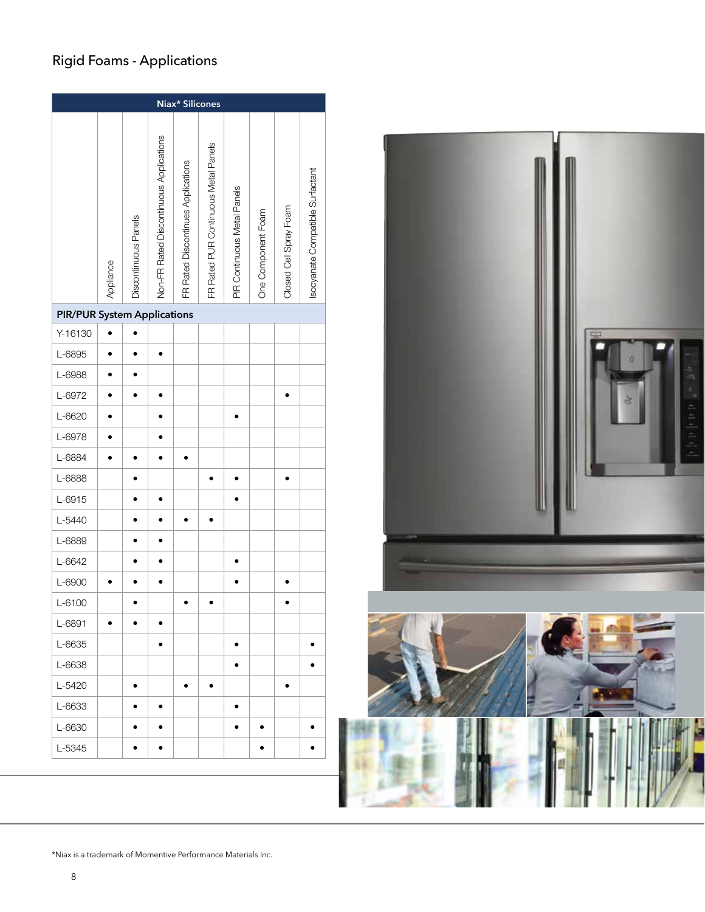# Rigid Foams - Applications

| Niax* Silicones | Appliance | Discontinuous Panels | Non-FR Rated Discontinuous Applications | FR Rated Discontinues Applications | FR Rated PUR Continuous Metal Panels | PIR Continuous Metal Panels | One Component Foam | Closed Cell Spray Foam | Isocyanate Compatible Surfactant |
|---|---|---|---|---|---|---|---|---|---|
| **PIR/PUR System Applications** | | | | | | | | | |
| Y-16130 | • | • | | | | | | | |
| L-6895 | • | • | • | | | | | | |
| L-6988 | • | • | | | | | | | |
| L-6972 | • | • | • | | | | | • | |
| L-6620 | • | | • | | | • | | | |
| L-6978 | • | | • | | | | | | |
| L-6884 | • | • | • | • | | | | | |
| L-6888 | | • | | | • | • | | • | |
| L-6915 | | • | • | | | • | | | |
| L-5440 | | • | • | • | • | | | | |
| L-6889 | | • | • | | | | | | |
| L-6642 | | • | • | | | • | | | |
| L-6900 | • | • | • | | | • | | • | |
| L-6100 | | • | | • | • | | | • | |
| L-6891 | • | • | • | | | | | | |
| L-6635 | | | • | | | • | | | • |
| L-6638 | | | | | | • | | | • |
| L-5420 | | • | | • | • | | | • | |
| L-6633 | | • | • | | | • | | | |
| L-6630 | | • | • | | | • | • | | • |
| L-5345 | | • | • | | | | • | | • |

*Niax is a trademark of Momentive Performance Materials Inc.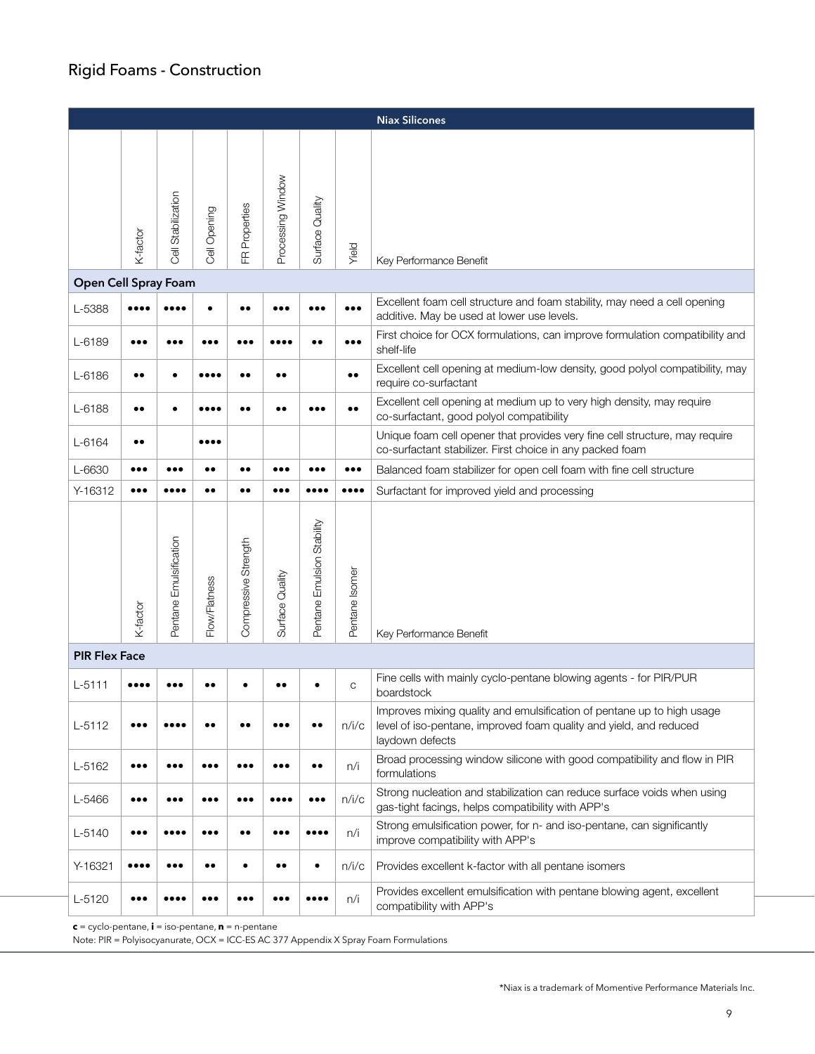## Rigid Foams - Construction

| Niax Silicones | | | | | | | | |
|---|---|---|---|---|---|---|---|---|
| | K-factor | Cell Stabilization | Cell Opening | FR Properties | Processing Window | Surface Quality | Yield | Key Performance Benefit |
| **Open Cell Spray Foam** | | | | | | | | |
| L-5388 | •••• | •••• | • | •• | ••• | ••• | ••• | Excellent foam cell structure and foam stability, may need a cell opening additive. May be used at lower use levels. |
| L-6189 | ••• | ••• | ••• | ••• | •••• | •• | ••• | First choice for OCX formulations, can improve formulation compatibility and shelf-life |
| L-6186 | •• | • | •••• | •• | •• | | •• | Excellent cell opening at medium-low density, good polyol compatibility, may require co-surfactant |
| L-6188 | •• | • | •••• | •• | •• | ••• | •• | Excellent cell opening at medium up to very high density, may require co-surfactant, good polyol compatibility |
| L-6164 | •• | | •••• | | | | | Unique foam cell opener that provides very fine cell structure, may require co-surfactant stabilizer. First choice in any packed foam |
| L-6630 | ••• | ••• | •• | •• | ••• | ••• | ••• | Balanced foam stabilizer for open cell foam with fine cell structure |
| Y-16312 | ••• | •••• | •• | •• | ••• | •••• | •••• | Surfactant for improved yield and processing |
| | K-factor | Pentane Emulsification | Flow/Flatness | Compressive Strength | Surface Quality | Pentane Emulsion Stability | Pentane Isomer | Key Performance Benefit |
| **PIR Flex Face** | | | | | | | | |
| L-5111 | •••• | ••• | •• | • | •• | • | c | Fine cells with mainly cyclo-pentane blowing agents - for PIR/PUR boardstock |
| L-5112 | ••• | •••• | •• | •• | ••• | •• | n/i/c | Improves mixing quality and emulsification of pentane up to high usage level of iso-pentane, improved foam quality and yield, and reduced laydown defects |
| L-5162 | ••• | ••• | ••• | ••• | ••• | •• | n/i | Broad processing window silicone with good compatibility and flow in PIR formulations |
| L-5466 | ••• | ••• | ••• | ••• | •••• | ••• | n/i/c | Strong nucleation and stabilization can reduce surface voids when using gas-tight facings, helps compatibility with APP's |
| L-5140 | ••• | •••• | ••• | •• | ••• | •••• | n/i | Strong emulsification power, for n- and iso-pentane, can significantly improve compatibility with APP's |
| Y-16321 | •••• | ••• | •• | • | •• | • | n/i/c | Provides excellent k-factor with all pentane isomers |
| L-5120 | ••• | •••• | ••• | ••• | ••• | •••• | n/i | Provides excellent emulsification with pentane blowing agent, excellent compatibility with APP's |

**c** = cyclo-pentane, **i** = iso-pentane, **n** = n-pentane
Note: PIR = Polyisocyanurate, OCX = ICC-ES AC 377 Appendix X Spray Foam Formulations

*Niax is a trademark of Momentive Performance Materials Inc.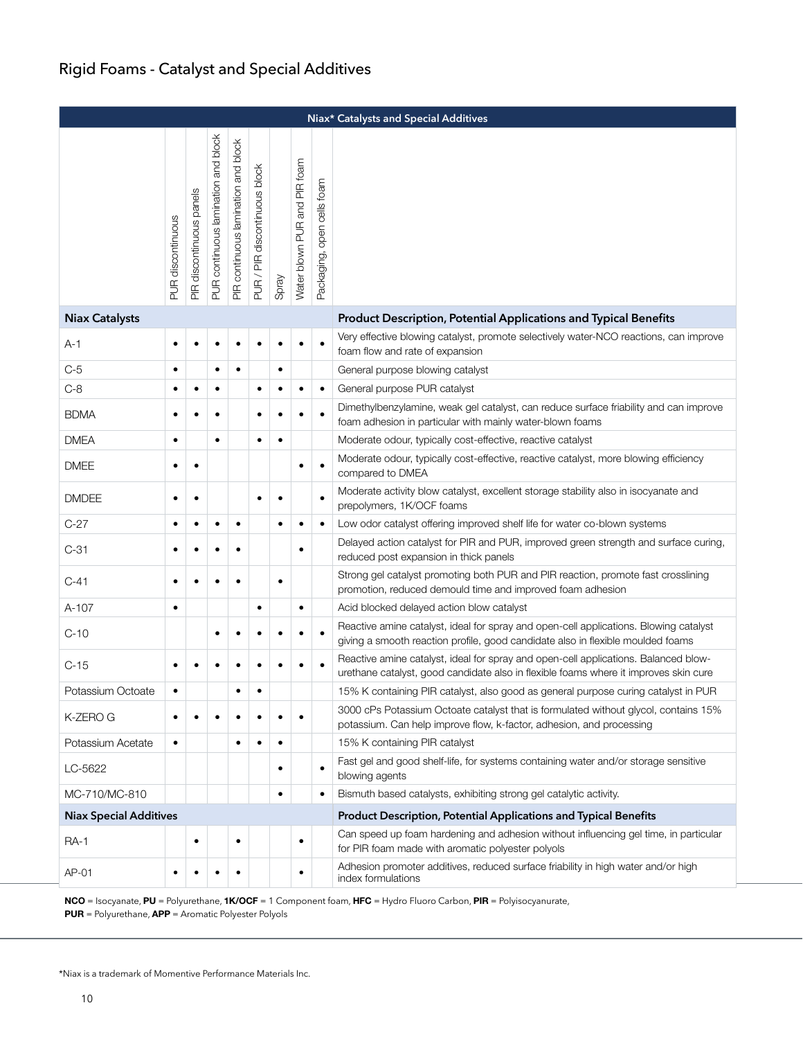## Rigid Foams - Catalyst and Special Additives

| Niax* Catalysts and Special Additives | | | | | | | | | |
|---|---|---|---|---|---|---|---|---|---|
| | PUR discontinuous | PIR discontinuous panels | PUR continuous lamination and block | PIR continuous lamination and block | PUR / PIR discontinuous block | Spray | Water blown PUR and PIR foam | Packaging, open cells foam | |
| **Niax Catalysts** | | | | | | | | | **Product Description, Potential Applications and Typical Benefits** |
| A-1 | • | • | • | • | • | • | • | • | Very effective blowing catalyst, promote selectively water-NCO reactions, can improve foam flow and rate of expansion |
| C-5 | • | | • | • | | • | | | General purpose blowing catalyst |
| C-8 | • | • | • | | • | • | • | • | General purpose PUR catalyst |
| BDMA | • | • | • | | • | • | • | • | Dimethylbenzylamine, weak gel catalyst, can reduce surface friability and can improve foam adhesion in particular with mainly water-blown foams |
| DMEA | • | | • | | • | • | | | Moderate odour, typically cost-effective, reactive catalyst |
| DMEE | • | • | | | | | • | • | Moderate odour, typically cost-effective, reactive catalyst, more blowing efficiency compared to DMEA |
| DMDEE | • | • | | | • | • | | • | Moderate activity blow catalyst, excellent storage stability also in isocyanate and prepolymers, 1K/OCF foams |
| C-27 | • | • | • | • | | • | • | • | Low odor catalyst offering improved shelf life for water co-blown systems |
| C-31 | • | • | • | • | | | • | | Delayed action catalyst for PIR and PUR, improved green strength and surface curing, reduced post expansion in thick panels |
| C-41 | • | • | • | • | | • | | | Strong gel catalyst promoting both PUR and PIR reaction, promote fast crosslining promotion, reduced demould time and improved foam adhesion |
| A-107 | • | | | | • | | • | | Acid blocked delayed action blow catalyst |
| C-10 | | | • | • | • | • | • | • | Reactive amine catalyst, ideal for spray and open-cell applications. Blowing catalyst giving a smooth reaction profile, good candidate also in flexible moulded foams |
| C-15 | • | • | • | • | • | • | • | • | Reactive amine catalyst, ideal for spray and open-cell applications. Balanced blow-urethane catalyst, good candidate also in flexible foams where it improves skin cure |
| Potassium Octoate | • | | | • | • | | | | 15% K containing PIR catalyst, also good as general purpose curing catalyst in PUR |
| K-ZERO G | • | • | • | • | • | • | • | | 3000 cPs Potassium Octoate catalyst that is formulated without glycol, contains 15% potassium. Can help improve flow, k-factor, adhesion, and processing |
| Potassium Acetate | • | | | • | • | • | | | 15% K containing PIR catalyst |
| LC-5622 | | | | | | • | | • | Fast gel and good shelf-life, for systems containing water and/or storage sensitive blowing agents |
| MC-710/MC-810 | | | | | | • | | • | Bismuth based catalysts, exhibiting strong gel catalytic activity. |
| **Niax Special Additives** | | | | | | | | | **Product Description, Potential Applications and Typical Benefits** |
| RA-1 | | • | | • | | | • | | Can speed up foam hardening and adhesion without influencing gel time, in particular for PIR foam made with aromatic polyester polyols |
| AP-01 | • | • | • | • | | | • | | Adhesion promoter additives, reduced surface friability in high water and/or high index formulations |

**NCO** = Isocyanate, **PU** = Polyurethane, **1K/OCF** = 1 Component foam, **HFC** = Hydro Fluoro Carbon, **PIR** = Polyisocyanurate, **PUR** = Polyurethane, **APP** = Aromatic Polyester Polyols

*Niax is a trademark of Momentive Performance Materials Inc.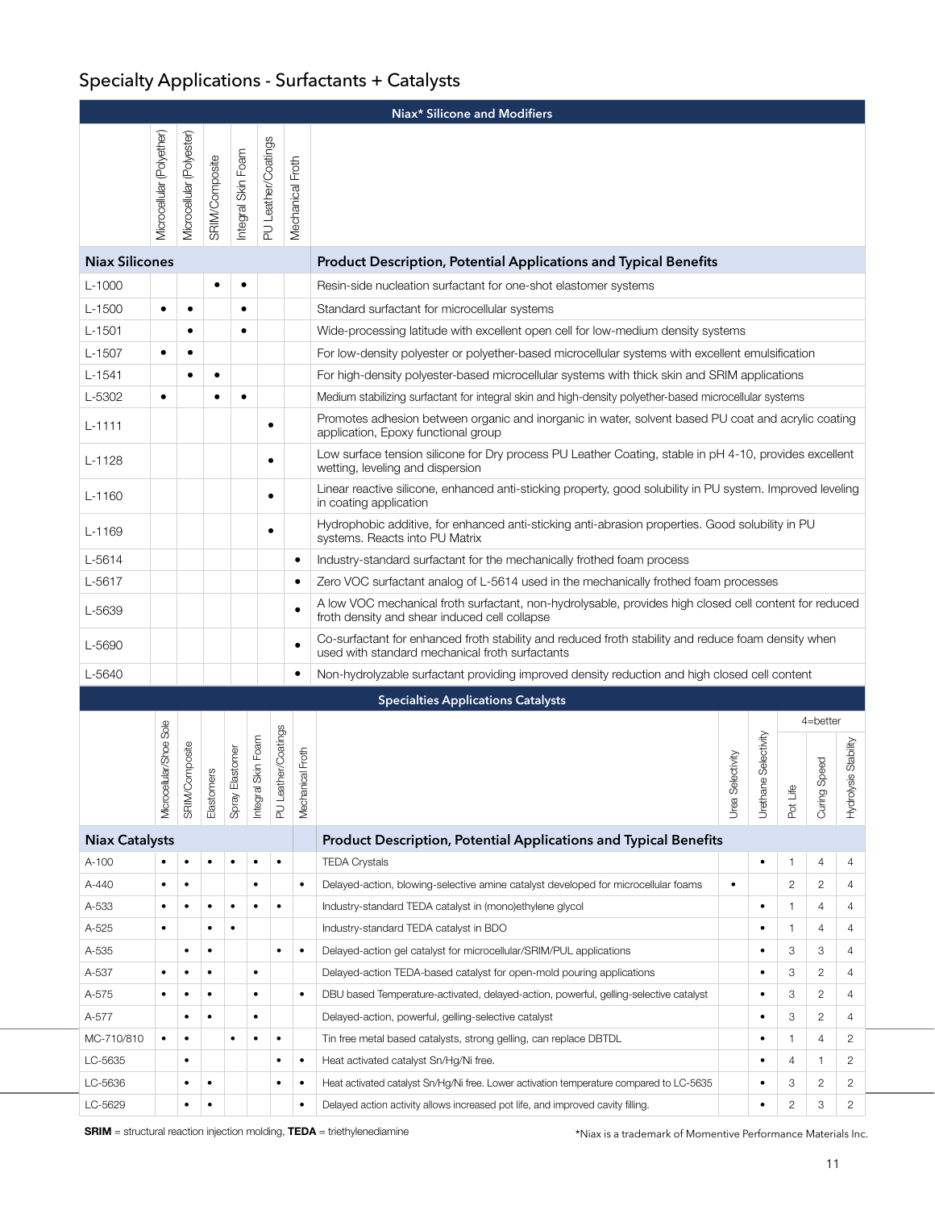## Specialty Applications - Surfactants + Catalysts

### Niax* Silicone and Modifiers

| Niax Silicones | Microcellular (Polyether) | Microcellular (Polyester) | SRIM/Composite | Integral Skin Foam | PU Leather/Coatings | Mechanical Froth | Product Description, Potential Applications and Typical Benefits |
|---|---|---|---|---|---|---|---|
| L-1000 | | | • | • | | | Resin-side nucleation surfactant for one-shot elastomer systems |
| L-1500 | • | • | | • | | | Standard surfactant for microcellular systems |
| L-1501 | | • | | • | | | Wide-processing latitude with excellent open cell for low-medium density systems |
| L-1507 | • | • | | | | | For low-density polyester or polyether-based microcellular systems with excellent emulsification |
| L-1541 | | • | • | | | | For high-density polyester-based microcellular systems with thick skin and SRIM applications |
| L-5302 | • | | • | • | | | Medium stabilizing surfactant for integral skin and high-density polyether-based microcellular systems |
| L-1111 | | | | | • | | Promotes adhesion between organic and inorganic in water, solvent based PU coat and acrylic coating application, Epoxy functional group |
| L-1128 | | | | | • | | Low surface tension silicone for Dry process PU Leather Coating, stable in pH 4-10, provides excellent wetting, leveling and dispersion |
| L-1160 | | | | | • | | Linear reactive silicone, enhanced anti-sticking property, good solubility in PU system. Improved leveling in coating application |
| L-1169 | | | | | • | | Hydrophobic additive, for enhanced anti-sticking anti-abrasion properties. Good solubility in PU systems. Reacts into PU Matrix |
| L-5614 | | | | | | • | Industry-standard surfactant for the mechanically frothed foam process |
| L-5617 | | | | | | • | Zero VOC surfactant analog of L-5614 used in the mechanically frothed foam processes |
| L-5639 | | | | | | • | A low VOC mechanical froth surfactant, non-hydrolysable, provides high closed cell content for reduced froth density and shear induced cell collapse |
| L-5690 | | | | | | • | Co-surfactant for enhanced froth stability and reduced froth stability and reduce foam density when used with standard mechanical froth surfactants |
| L-5640 | | | | | | • | Non-hydrolyzable surfactant providing improved density reduction and high closed cell content |

### Specialties Applications Catalysts

| Niax Catalysts | Microcellular/Shoe Sole | SRIM/Composite | Elastomers | Spray Elastomer | Integral Skin Foam | PU Leather/Coatings | Mechanical Froth | Product Description, Potential Applications and Typical Benefits | Urea Selectivity | Urethane Selectivity | Pot Life (4=better) | Curing Speed (4=better) | Hydrolysis Stability (4=better) |
|---|---|---|---|---|---|---|---|---|---|---|---|---|---|
| A-100 | • | • | • | • | • | • | | TEDA Crystals | | • | 1 | 4 | 4 |
| A-440 | • | • | | | • | | • | Delayed-action, blowing-selective amine catalyst developed for microcellular foams | • | | 2 | 2 | 4 |
| A-533 | • | • | • | • | • | • | | Industry-standard TEDA catalyst in (mono)ethylene glycol | | • | 1 | 4 | 4 |
| A-525 | • | | • | • | | | | Industry-standard TEDA catalyst in BDO | | • | 1 | 4 | 4 |
| A-535 | | • | • | | | • | • | Delayed-action gel catalyst for microcellular/SRIM/PUL applications | | • | 3 | 3 | 4 |
| A-537 | • | • | • | | • | | | Delayed-action TEDA-based catalyst for open-mold pouring applications | | • | 3 | 2 | 4 |
| A-575 | • | • | • | | • | | • | DBU based Temperature-activated, delayed-action, powerful, gelling-selective catalyst | | • | 3 | 2 | 4 |
| A-577 | | • | • | | • | | | Delayed-action, powerful, gelling-selective catalyst | | • | 3 | 2 | 4 |
| MC-710/810 | • | • | | • | • | • | | Tin free metal based catalysts, strong gelling, can replace DBTDL | | • | 1 | 4 | 2 |
| LC-5635 | | • | | | | • | • | Heat activated catalyst Sn/Hg/Ni free. | | • | 4 | 1 | 2 |
| LC-5636 | | • | • | | | • | • | Heat activated catalyst Sn/Hg/Ni free. Lower activation temperature compared to LC-5635 | | • | 3 | 2 | 2 |
| LC-5629 | | • | • | | | | • | Delayed action activity allows increased pot life, and improved cavity filling. | | • | 2 | 3 | 2 |

**SRIM** = structural reaction injection molding, **TEDA** = triethylenediamine

*Niax is a trademark of Momentive Performance Materials Inc.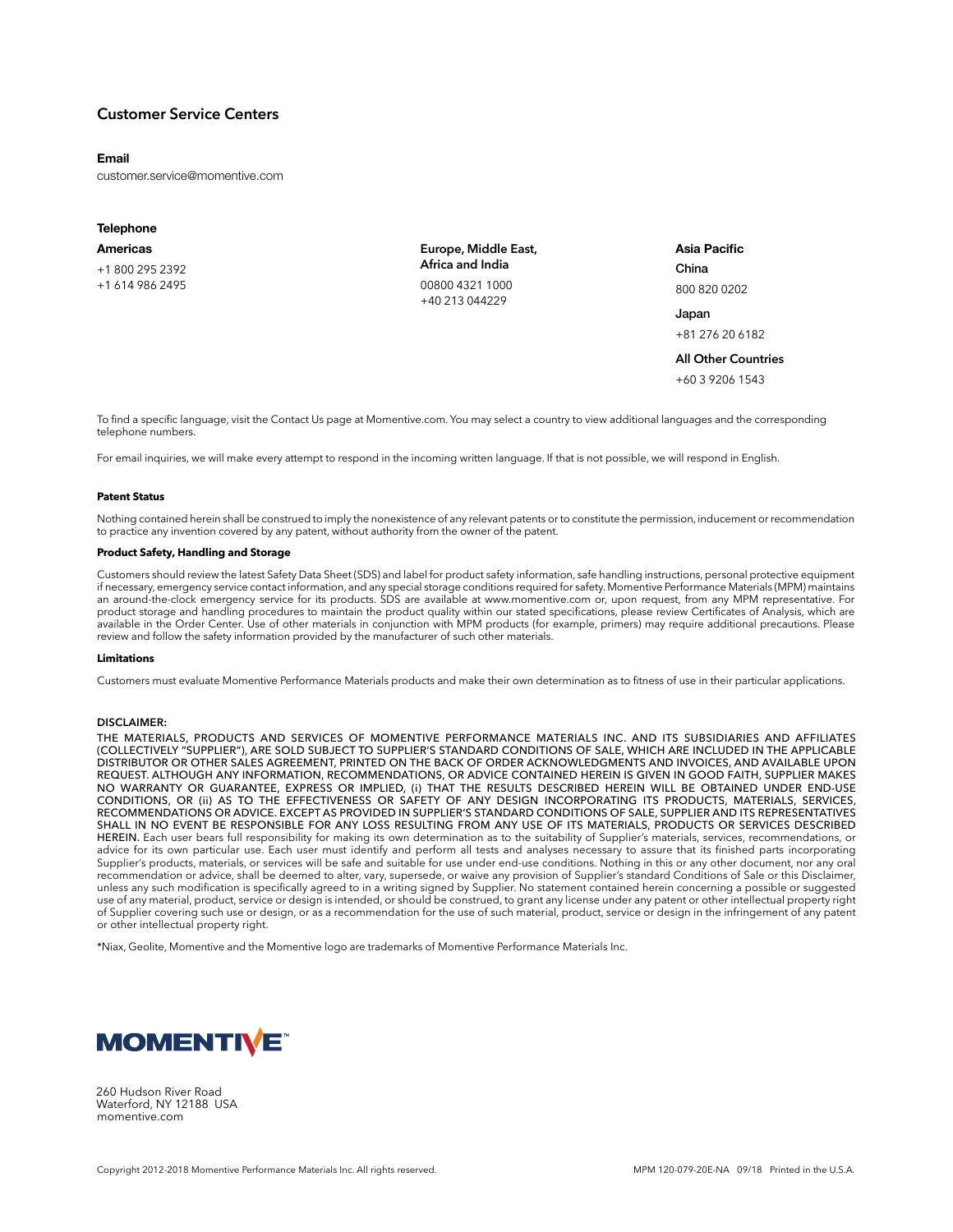## Customer Service Centers

**Email**

customer.service@momentive.com

**Telephone**

**Americas**

+1 800 295 2392
+1 614 986 2495

**Europe, Middle East, Africa and India**

00800 4321 1000
+40 213 044229

**Asia Pacific**

**China**

800 820 0202

**Japan**

+81 276 20 6182

**All Other Countries**

+60 3 9206 1543

To find a specific language, visit the Contact Us page at Momentive.com. You may select a country to view additional languages and the corresponding telephone numbers.

For email inquiries, we will make every attempt to respond in the incoming written language. If that is not possible, we will respond in English.

**Patent Status**

Nothing contained herein shall be construed to imply the nonexistence of any relevant patents or to constitute the permission, inducement or recommendation to practice any invention covered by any patent, without authority from the owner of the patent.

**Product Safety, Handling and Storage**

Customers should review the latest Safety Data Sheet (SDS) and label for product safety information, safe handling instructions, personal protective equipment if necessary, emergency service contact information, and any special storage conditions required for safety. Momentive Performance Materials (MPM) maintains an around-the-clock emergency service for its products. SDS are available at www.momentive.com or, upon request, from any MPM representative. For product storage and handling procedures to maintain the product quality within our stated specifications, please review Certificates of Analysis, which are available in the Order Center. Use of other materials in conjunction with MPM products (for example, primers) may require additional precautions. Please review and follow the safety information provided by the manufacturer of such other materials.

**Limitations**

Customers must evaluate Momentive Performance Materials products and make their own determination as to fitness of use in their particular applications.

**DISCLAIMER:**

THE MATERIALS, PRODUCTS AND SERVICES OF MOMENTIVE PERFORMANCE MATERIALS INC. AND ITS SUBSIDIARIES AND AFFILIATES (COLLECTIVELY "SUPPLIER"), ARE SOLD SUBJECT TO SUPPLIER'S STANDARD CONDITIONS OF SALE, WHICH ARE INCLUDED IN THE APPLICABLE DISTRIBUTOR OR OTHER SALES AGREEMENT, PRINTED ON THE BACK OF ORDER ACKNOWLEDGMENTS AND INVOICES, AND AVAILABLE UPON REQUEST. ALTHOUGH ANY INFORMATION, RECOMMENDATIONS, OR ADVICE CONTAINED HEREIN IS GIVEN IN GOOD FAITH, SUPPLIER MAKES NO WARRANTY OR GUARANTEE, EXPRESS OR IMPLIED, (i) THAT THE RESULTS DESCRIBED HEREIN WILL BE OBTAINED UNDER END-USE CONDITIONS, OR (ii) AS TO THE EFFECTIVENESS OR SAFETY OF ANY DESIGN INCORPORATING ITS PRODUCTS, MATERIALS, SERVICES, RECOMMENDATIONS OR ADVICE. EXCEPT AS PROVIDED IN SUPPLIER'S STANDARD CONDITIONS OF SALE, SUPPLIER AND ITS REPRESENTATIVES SHALL IN NO EVENT BE RESPONSIBLE FOR ANY LOSS RESULTING FROM ANY USE OF ITS MATERIALS, PRODUCTS OR SERVICES DESCRIBED HEREIN. Each user bears full responsibility for making its own determination as to the suitability of Supplier's materials, services, recommendations, or advice for its own particular use. Each user must identify and perform all tests and analyses necessary to assure that its finished parts incorporating Supplier's products, materials, or services will be safe and suitable for use under end-use conditions. Nothing in this or any other document, nor any oral recommendation or advice, shall be deemed to alter, vary, supersede, or waive any provision of Supplier's standard Conditions of Sale or this Disclaimer, unless any such modification is specifically agreed to in a writing signed by Supplier. No statement contained herein concerning a possible or suggested use of any material, product, service or design is intended, or should be construed, to grant any license under any patent or other intellectual property right of Supplier covering such use or design, or as a recommendation for the use of such material, product, service or design in the infringement of any patent or other intellectual property right.

*Niax, Geolite, Momentive and the Momentive logo are trademarks of Momentive Performance Materials Inc.

MOMENTIVE™

260 Hudson River Road
Waterford, NY 12188 USA
momentive.com

Copyright 2012-2018 Momentive Performance Materials Inc. All rights reserved.

MPM 120-079-20E-NA 09/18 Printed in the U.S.A.